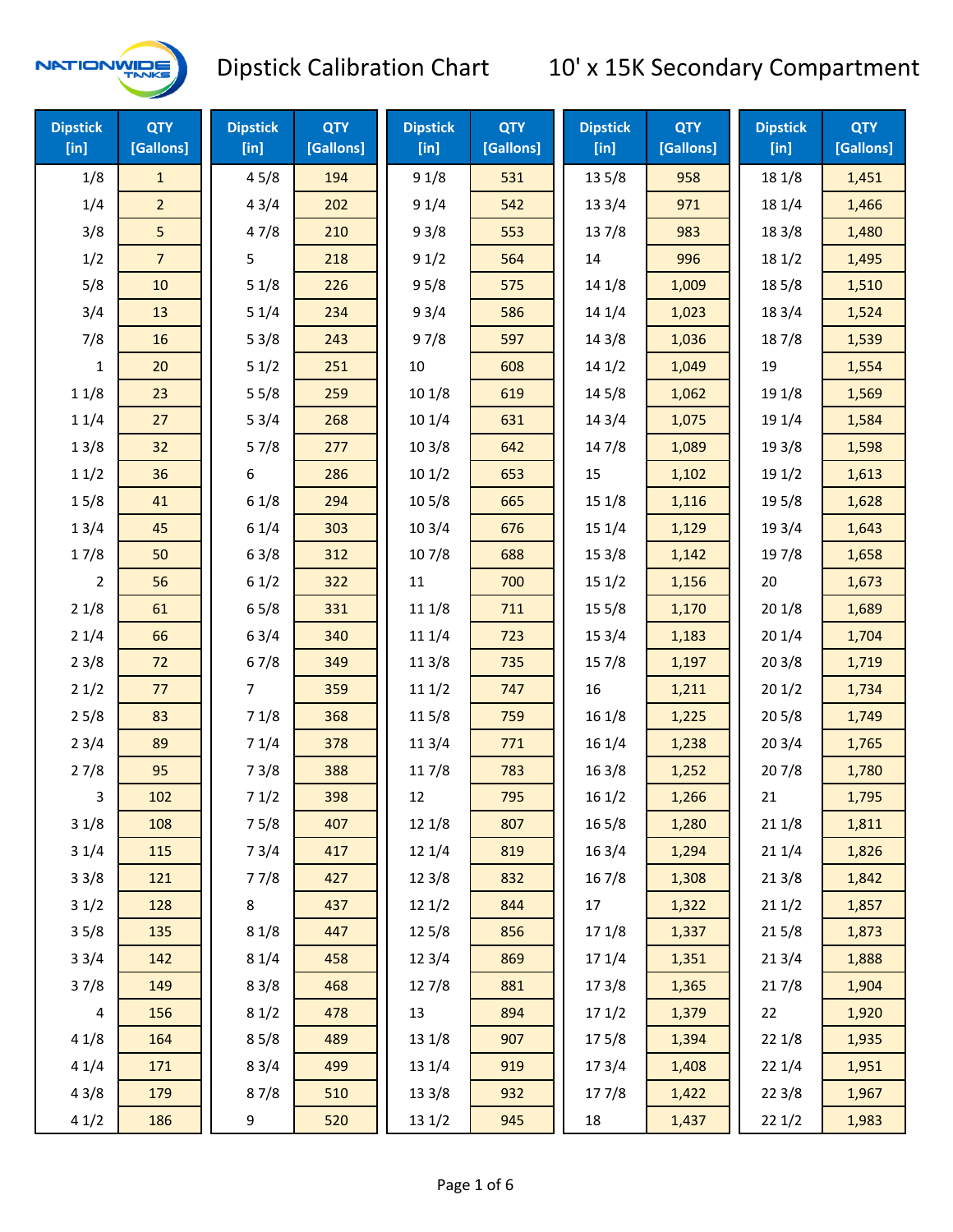# Dipstick Calibration Chart — 10' x 15K Secondary Compartment

| Dipstick [in] | QTY [Gallons] | Dipstick [in] | QTY [Gallons] | Dipstick [in] | QTY [Gallons] | Dipstick [in] | QTY [Gallons] | Dipstick [in] | QTY [Gallons] |
|---|---|---|---|---|---|---|---|---|---|
| 1/8 | 1 | 4 5/8 | 194 | 9 1/8 | 531 | 13 5/8 | 958 | 18 1/8 | 1,451 |
| 1/4 | 2 | 4 3/4 | 202 | 9 1/4 | 542 | 13 3/4 | 971 | 18 1/4 | 1,466 |
| 3/8 | 5 | 4 7/8 | 210 | 9 3/8 | 553 | 13 7/8 | 983 | 18 3/8 | 1,480 |
| 1/2 | 7 | 5 | 218 | 9 1/2 | 564 | 14 | 996 | 18 1/2 | 1,495 |
| 5/8 | 10 | 5 1/8 | 226 | 9 5/8 | 575 | 14 1/8 | 1,009 | 18 5/8 | 1,510 |
| 3/4 | 13 | 5 1/4 | 234 | 9 3/4 | 586 | 14 1/4 | 1,023 | 18 3/4 | 1,524 |
| 7/8 | 16 | 5 3/8 | 243 | 9 7/8 | 597 | 14 3/8 | 1,036 | 18 7/8 | 1,539 |
| 1 | 20 | 5 1/2 | 251 | 10 | 608 | 14 1/2 | 1,049 | 19 | 1,554 |
| 1 1/8 | 23 | 5 5/8 | 259 | 10 1/8 | 619 | 14 5/8 | 1,062 | 19 1/8 | 1,569 |
| 1 1/4 | 27 | 5 3/4 | 268 | 10 1/4 | 631 | 14 3/4 | 1,075 | 19 1/4 | 1,584 |
| 1 3/8 | 32 | 5 7/8 | 277 | 10 3/8 | 642 | 14 7/8 | 1,089 | 19 3/8 | 1,598 |
| 1 1/2 | 36 | 6 | 286 | 10 1/2 | 653 | 15 | 1,102 | 19 1/2 | 1,613 |
| 1 5/8 | 41 | 6 1/8 | 294 | 10 5/8 | 665 | 15 1/8 | 1,116 | 19 5/8 | 1,628 |
| 1 3/4 | 45 | 6 1/4 | 303 | 10 3/4 | 676 | 15 1/4 | 1,129 | 19 3/4 | 1,643 |
| 1 7/8 | 50 | 6 3/8 | 312 | 10 7/8 | 688 | 15 3/8 | 1,142 | 19 7/8 | 1,658 |
| 2 | 56 | 6 1/2 | 322 | 11 | 700 | 15 1/2 | 1,156 | 20 | 1,673 |
| 2 1/8 | 61 | 6 5/8 | 331 | 11 1/8 | 711 | 15 5/8 | 1,170 | 20 1/8 | 1,689 |
| 2 1/4 | 66 | 6 3/4 | 340 | 11 1/4 | 723 | 15 3/4 | 1,183 | 20 1/4 | 1,704 |
| 2 3/8 | 72 | 6 7/8 | 349 | 11 3/8 | 735 | 15 7/8 | 1,197 | 20 3/8 | 1,719 |
| 2 1/2 | 77 | 7 | 359 | 11 1/2 | 747 | 16 | 1,211 | 20 1/2 | 1,734 |
| 2 5/8 | 83 | 7 1/8 | 368 | 11 5/8 | 759 | 16 1/8 | 1,225 | 20 5/8 | 1,749 |
| 2 3/4 | 89 | 7 1/4 | 378 | 11 3/4 | 771 | 16 1/4 | 1,238 | 20 3/4 | 1,765 |
| 2 7/8 | 95 | 7 3/8 | 388 | 11 7/8 | 783 | 16 3/8 | 1,252 | 20 7/8 | 1,780 |
| 3 | 102 | 7 1/2 | 398 | 12 | 795 | 16 1/2 | 1,266 | 21 | 1,795 |
| 3 1/8 | 108 | 7 5/8 | 407 | 12 1/8 | 807 | 16 5/8 | 1,280 | 21 1/8 | 1,811 |
| 3 1/4 | 115 | 7 3/4 | 417 | 12 1/4 | 819 | 16 3/4 | 1,294 | 21 1/4 | 1,826 |
| 3 3/8 | 121 | 7 7/8 | 427 | 12 3/8 | 832 | 16 7/8 | 1,308 | 21 3/8 | 1,842 |
| 3 1/2 | 128 | 8 | 437 | 12 1/2 | 844 | 17 | 1,322 | 21 1/2 | 1,857 |
| 3 5/8 | 135 | 8 1/8 | 447 | 12 5/8 | 856 | 17 1/8 | 1,337 | 21 5/8 | 1,873 |
| 3 3/4 | 142 | 8 1/4 | 458 | 12 3/4 | 869 | 17 1/4 | 1,351 | 21 3/4 | 1,888 |
| 3 7/8 | 149 | 8 3/8 | 468 | 12 7/8 | 881 | 17 3/8 | 1,365 | 21 7/8 | 1,904 |
| 4 | 156 | 8 1/2 | 478 | 13 | 894 | 17 1/2 | 1,379 | 22 | 1,920 |
| 4 1/8 | 164 | 8 5/8 | 489 | 13 1/8 | 907 | 17 5/8 | 1,394 | 22 1/8 | 1,935 |
| 4 1/4 | 171 | 8 3/4 | 499 | 13 1/4 | 919 | 17 3/4 | 1,408 | 22 1/4 | 1,951 |
| 4 3/8 | 179 | 8 7/8 | 510 | 13 3/8 | 932 | 17 7/8 | 1,422 | 22 3/8 | 1,967 |
| 4 1/2 | 186 | 9 | 520 | 13 1/2 | 945 | 18 | 1,437 | 22 1/2 | 1,983 |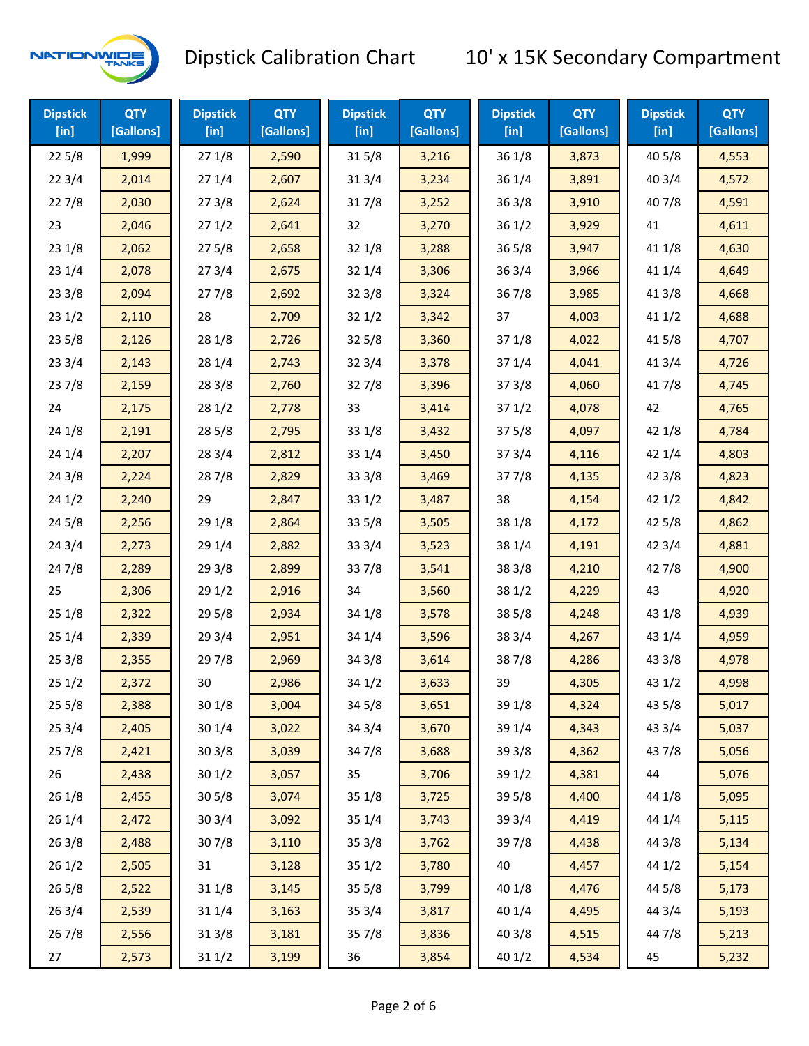# Dipstick Calibration Chart

## 10' x 15K Secondary Compartment

| Dipstick [in] | QTY [Gallons] | Dipstick [in] | QTY [Gallons] | Dipstick [in] | QTY [Gallons] | Dipstick [in] | QTY [Gallons] | Dipstick [in] | QTY [Gallons] |
|---|---|---|---|---|---|---|---|---|---|
| 22 5/8 | 1,999 | 27 1/8 | 2,590 | 31 5/8 | 3,216 | 36 1/8 | 3,873 | 40 5/8 | 4,553 |
| 22 3/4 | 2,014 | 27 1/4 | 2,607 | 31 3/4 | 3,234 | 36 1/4 | 3,891 | 40 3/4 | 4,572 |
| 22 7/8 | 2,030 | 27 3/8 | 2,624 | 31 7/8 | 3,252 | 36 3/8 | 3,910 | 40 7/8 | 4,591 |
| 23 | 2,046 | 27 1/2 | 2,641 | 32 | 3,270 | 36 1/2 | 3,929 | 41 | 4,611 |
| 23 1/8 | 2,062 | 27 5/8 | 2,658 | 32 1/8 | 3,288 | 36 5/8 | 3,947 | 41 1/8 | 4,630 |
| 23 1/4 | 2,078 | 27 3/4 | 2,675 | 32 1/4 | 3,306 | 36 3/4 | 3,966 | 41 1/4 | 4,649 |
| 23 3/8 | 2,094 | 27 7/8 | 2,692 | 32 3/8 | 3,324 | 36 7/8 | 3,985 | 41 3/8 | 4,668 |
| 23 1/2 | 2,110 | 28 | 2,709 | 32 1/2 | 3,342 | 37 | 4,003 | 41 1/2 | 4,688 |
| 23 5/8 | 2,126 | 28 1/8 | 2,726 | 32 5/8 | 3,360 | 37 1/8 | 4,022 | 41 5/8 | 4,707 |
| 23 3/4 | 2,143 | 28 1/4 | 2,743 | 32 3/4 | 3,378 | 37 1/4 | 4,041 | 41 3/4 | 4,726 |
| 23 7/8 | 2,159 | 28 3/8 | 2,760 | 32 7/8 | 3,396 | 37 3/8 | 4,060 | 41 7/8 | 4,745 |
| 24 | 2,175 | 28 1/2 | 2,778 | 33 | 3,414 | 37 1/2 | 4,078 | 42 | 4,765 |
| 24 1/8 | 2,191 | 28 5/8 | 2,795 | 33 1/8 | 3,432 | 37 5/8 | 4,097 | 42 1/8 | 4,784 |
| 24 1/4 | 2,207 | 28 3/4 | 2,812 | 33 1/4 | 3,450 | 37 3/4 | 4,116 | 42 1/4 | 4,803 |
| 24 3/8 | 2,224 | 28 7/8 | 2,829 | 33 3/8 | 3,469 | 37 7/8 | 4,135 | 42 3/8 | 4,823 |
| 24 1/2 | 2,240 | 29 | 2,847 | 33 1/2 | 3,487 | 38 | 4,154 | 42 1/2 | 4,842 |
| 24 5/8 | 2,256 | 29 1/8 | 2,864 | 33 5/8 | 3,505 | 38 1/8 | 4,172 | 42 5/8 | 4,862 |
| 24 3/4 | 2,273 | 29 1/4 | 2,882 | 33 3/4 | 3,523 | 38 1/4 | 4,191 | 42 3/4 | 4,881 |
| 24 7/8 | 2,289 | 29 3/8 | 2,899 | 33 7/8 | 3,541 | 38 3/8 | 4,210 | 42 7/8 | 4,900 |
| 25 | 2,306 | 29 1/2 | 2,916 | 34 | 3,560 | 38 1/2 | 4,229 | 43 | 4,920 |
| 25 1/8 | 2,322 | 29 5/8 | 2,934 | 34 1/8 | 3,578 | 38 5/8 | 4,248 | 43 1/8 | 4,939 |
| 25 1/4 | 2,339 | 29 3/4 | 2,951 | 34 1/4 | 3,596 | 38 3/4 | 4,267 | 43 1/4 | 4,959 |
| 25 3/8 | 2,355 | 29 7/8 | 2,969 | 34 3/8 | 3,614 | 38 7/8 | 4,286 | 43 3/8 | 4,978 |
| 25 1/2 | 2,372 | 30 | 2,986 | 34 1/2 | 3,633 | 39 | 4,305 | 43 1/2 | 4,998 |
| 25 5/8 | 2,388 | 30 1/8 | 3,004 | 34 5/8 | 3,651 | 39 1/8 | 4,324 | 43 5/8 | 5,017 |
| 25 3/4 | 2,405 | 30 1/4 | 3,022 | 34 3/4 | 3,670 | 39 1/4 | 4,343 | 43 3/4 | 5,037 |
| 25 7/8 | 2,421 | 30 3/8 | 3,039 | 34 7/8 | 3,688 | 39 3/8 | 4,362 | 43 7/8 | 5,056 |
| 26 | 2,438 | 30 1/2 | 3,057 | 35 | 3,706 | 39 1/2 | 4,381 | 44 | 5,076 |
| 26 1/8 | 2,455 | 30 5/8 | 3,074 | 35 1/8 | 3,725 | 39 5/8 | 4,400 | 44 1/8 | 5,095 |
| 26 1/4 | 2,472 | 30 3/4 | 3,092 | 35 1/4 | 3,743 | 39 3/4 | 4,419 | 44 1/4 | 5,115 |
| 26 3/8 | 2,488 | 30 7/8 | 3,110 | 35 3/8 | 3,762 | 39 7/8 | 4,438 | 44 3/8 | 5,134 |
| 26 1/2 | 2,505 | 31 | 3,128 | 35 1/2 | 3,780 | 40 | 4,457 | 44 1/2 | 5,154 |
| 26 5/8 | 2,522 | 31 1/8 | 3,145 | 35 5/8 | 3,799 | 40 1/8 | 4,476 | 44 5/8 | 5,173 |
| 26 3/4 | 2,539 | 31 1/4 | 3,163 | 35 3/4 | 3,817 | 40 1/4 | 4,495 | 44 3/4 | 5,193 |
| 26 7/8 | 2,556 | 31 3/8 | 3,181 | 35 7/8 | 3,836 | 40 3/8 | 4,515 | 44 7/8 | 5,213 |
| 27 | 2,573 | 31 1/2 | 3,199 | 36 | 3,854 | 40 1/2 | 4,534 | 45 | 5,232 |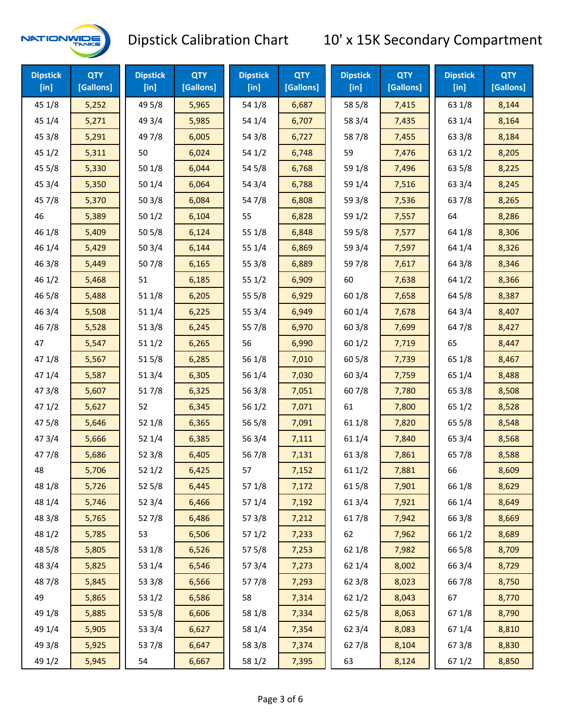# Dipstick Calibration Chart

## 10' x 15K Secondary Compartment

| Dipstick [in] | QTY [Gallons] | Dipstick [in] | QTY [Gallons] | Dipstick [in] | QTY [Gallons] | Dipstick [in] | QTY [Gallons] | Dipstick [in] | QTY [Gallons] |
|---|---|---|---|---|---|---|---|---|---|
| 45 1/8 | 5,252 | 49 5/8 | 5,965 | 54 1/8 | 6,687 | 58 5/8 | 7,415 | 63 1/8 | 8,144 |
| 45 1/4 | 5,271 | 49 3/4 | 5,985 | 54 1/4 | 6,707 | 58 3/4 | 7,435 | 63 1/4 | 8,164 |
| 45 3/8 | 5,291 | 49 7/8 | 6,005 | 54 3/8 | 6,727 | 58 7/8 | 7,455 | 63 3/8 | 8,184 |
| 45 1/2 | 5,311 | 50 | 6,024 | 54 1/2 | 6,748 | 59 | 7,476 | 63 1/2 | 8,205 |
| 45 5/8 | 5,330 | 50 1/8 | 6,044 | 54 5/8 | 6,768 | 59 1/8 | 7,496 | 63 5/8 | 8,225 |
| 45 3/4 | 5,350 | 50 1/4 | 6,064 | 54 3/4 | 6,788 | 59 1/4 | 7,516 | 63 3/4 | 8,245 |
| 45 7/8 | 5,370 | 50 3/8 | 6,084 | 54 7/8 | 6,808 | 59 3/8 | 7,536 | 63 7/8 | 8,265 |
| 46 | 5,389 | 50 1/2 | 6,104 | 55 | 6,828 | 59 1/2 | 7,557 | 64 | 8,286 |
| 46 1/8 | 5,409 | 50 5/8 | 6,124 | 55 1/8 | 6,848 | 59 5/8 | 7,577 | 64 1/8 | 8,306 |
| 46 1/4 | 5,429 | 50 3/4 | 6,144 | 55 1/4 | 6,869 | 59 3/4 | 7,597 | 64 1/4 | 8,326 |
| 46 3/8 | 5,449 | 50 7/8 | 6,165 | 55 3/8 | 6,889 | 59 7/8 | 7,617 | 64 3/8 | 8,346 |
| 46 1/2 | 5,468 | 51 | 6,185 | 55 1/2 | 6,909 | 60 | 7,638 | 64 1/2 | 8,366 |
| 46 5/8 | 5,488 | 51 1/8 | 6,205 | 55 5/8 | 6,929 | 60 1/8 | 7,658 | 64 5/8 | 8,387 |
| 46 3/4 | 5,508 | 51 1/4 | 6,225 | 55 3/4 | 6,949 | 60 1/4 | 7,678 | 64 3/4 | 8,407 |
| 46 7/8 | 5,528 | 51 3/8 | 6,245 | 55 7/8 | 6,970 | 60 3/8 | 7,699 | 64 7/8 | 8,427 |
| 47 | 5,547 | 51 1/2 | 6,265 | 56 | 6,990 | 60 1/2 | 7,719 | 65 | 8,447 |
| 47 1/8 | 5,567 | 51 5/8 | 6,285 | 56 1/8 | 7,010 | 60 5/8 | 7,739 | 65 1/8 | 8,467 |
| 47 1/4 | 5,587 | 51 3/4 | 6,305 | 56 1/4 | 7,030 | 60 3/4 | 7,759 | 65 1/4 | 8,488 |
| 47 3/8 | 5,607 | 51 7/8 | 6,325 | 56 3/8 | 7,051 | 60 7/8 | 7,780 | 65 3/8 | 8,508 |
| 47 1/2 | 5,627 | 52 | 6,345 | 56 1/2 | 7,071 | 61 | 7,800 | 65 1/2 | 8,528 |
| 47 5/8 | 5,646 | 52 1/8 | 6,365 | 56 5/8 | 7,091 | 61 1/8 | 7,820 | 65 5/8 | 8,548 |
| 47 3/4 | 5,666 | 52 1/4 | 6,385 | 56 3/4 | 7,111 | 61 1/4 | 7,840 | 65 3/4 | 8,568 |
| 47 7/8 | 5,686 | 52 3/8 | 6,405 | 56 7/8 | 7,131 | 61 3/8 | 7,861 | 65 7/8 | 8,588 |
| 48 | 5,706 | 52 1/2 | 6,425 | 57 | 7,152 | 61 1/2 | 7,881 | 66 | 8,609 |
| 48 1/8 | 5,726 | 52 5/8 | 6,445 | 57 1/8 | 7,172 | 61 5/8 | 7,901 | 66 1/8 | 8,629 |
| 48 1/4 | 5,746 | 52 3/4 | 6,466 | 57 1/4 | 7,192 | 61 3/4 | 7,921 | 66 1/4 | 8,649 |
| 48 3/8 | 5,765 | 52 7/8 | 6,486 | 57 3/8 | 7,212 | 61 7/8 | 7,942 | 66 3/8 | 8,669 |
| 48 1/2 | 5,785 | 53 | 6,506 | 57 1/2 | 7,233 | 62 | 7,962 | 66 1/2 | 8,689 |
| 48 5/8 | 5,805 | 53 1/8 | 6,526 | 57 5/8 | 7,253 | 62 1/8 | 7,982 | 66 5/8 | 8,709 |
| 48 3/4 | 5,825 | 53 1/4 | 6,546 | 57 3/4 | 7,273 | 62 1/4 | 8,002 | 66 3/4 | 8,729 |
| 48 7/8 | 5,845 | 53 3/8 | 6,566 | 57 7/8 | 7,293 | 62 3/8 | 8,023 | 66 7/8 | 8,750 |
| 49 | 5,865 | 53 1/2 | 6,586 | 58 | 7,314 | 62 1/2 | 8,043 | 67 | 8,770 |
| 49 1/8 | 5,885 | 53 5/8 | 6,606 | 58 1/8 | 7,334 | 62 5/8 | 8,063 | 67 1/8 | 8,790 |
| 49 1/4 | 5,905 | 53 3/4 | 6,627 | 58 1/4 | 7,354 | 62 3/4 | 8,083 | 67 1/4 | 8,810 |
| 49 3/8 | 5,925 | 53 7/8 | 6,647 | 58 3/8 | 7,374 | 62 7/8 | 8,104 | 67 3/8 | 8,830 |
| 49 1/2 | 5,945 | 54 | 6,667 | 58 1/2 | 7,395 | 63 | 8,124 | 67 1/2 | 8,850 |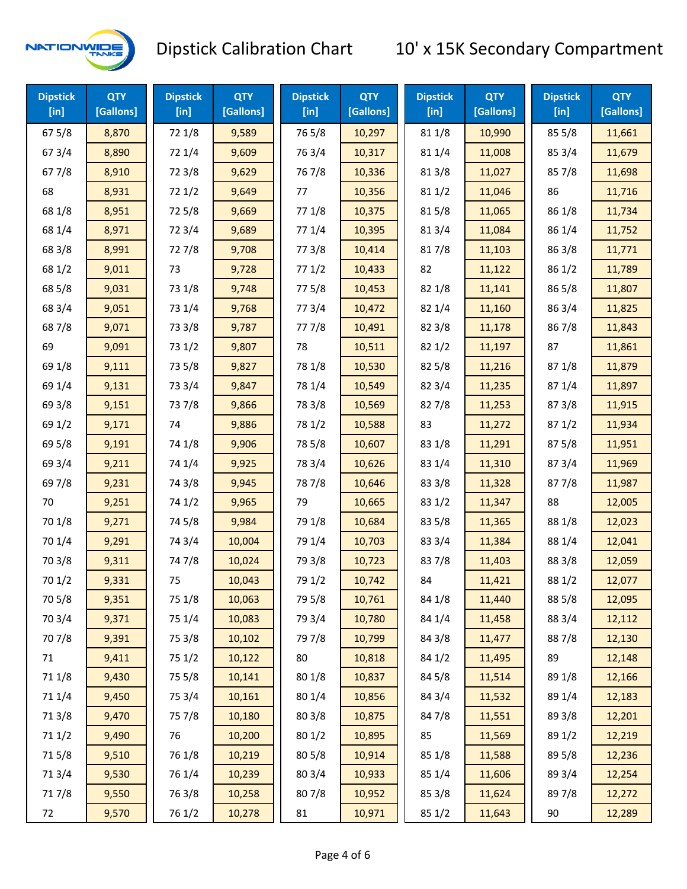# Dipstick Calibration Chart 10' x 15K Secondary Compartment

| Dipstick [in] | QTY [Gallons] | Dipstick [in] | QTY [Gallons] | Dipstick [in] | QTY [Gallons] | Dipstick [in] | QTY [Gallons] | Dipstick [in] | QTY [Gallons] |
|---|---|---|---|---|---|---|---|---|---|
| 67 5/8 | 8,870 | 72 1/8 | 9,589 | 76 5/8 | 10,297 | 81 1/8 | 10,990 | 85 5/8 | 11,661 |
| 67 3/4 | 8,890 | 72 1/4 | 9,609 | 76 3/4 | 10,317 | 81 1/4 | 11,008 | 85 3/4 | 11,679 |
| 67 7/8 | 8,910 | 72 3/8 | 9,629 | 76 7/8 | 10,336 | 81 3/8 | 11,027 | 85 7/8 | 11,698 |
| 68 | 8,931 | 72 1/2 | 9,649 | 77 | 10,356 | 81 1/2 | 11,046 | 86 | 11,716 |
| 68 1/8 | 8,951 | 72 5/8 | 9,669 | 77 1/8 | 10,375 | 81 5/8 | 11,065 | 86 1/8 | 11,734 |
| 68 1/4 | 8,971 | 72 3/4 | 9,689 | 77 1/4 | 10,395 | 81 3/4 | 11,084 | 86 1/4 | 11,752 |
| 68 3/8 | 8,991 | 72 7/8 | 9,708 | 77 3/8 | 10,414 | 81 7/8 | 11,103 | 86 3/8 | 11,771 |
| 68 1/2 | 9,011 | 73 | 9,728 | 77 1/2 | 10,433 | 82 | 11,122 | 86 1/2 | 11,789 |
| 68 5/8 | 9,031 | 73 1/8 | 9,748 | 77 5/8 | 10,453 | 82 1/8 | 11,141 | 86 5/8 | 11,807 |
| 68 3/4 | 9,051 | 73 1/4 | 9,768 | 77 3/4 | 10,472 | 82 1/4 | 11,160 | 86 3/4 | 11,825 |
| 68 7/8 | 9,071 | 73 3/8 | 9,787 | 77 7/8 | 10,491 | 82 3/8 | 11,178 | 86 7/8 | 11,843 |
| 69 | 9,091 | 73 1/2 | 9,807 | 78 | 10,511 | 82 1/2 | 11,197 | 87 | 11,861 |
| 69 1/8 | 9,111 | 73 5/8 | 9,827 | 78 1/8 | 10,530 | 82 5/8 | 11,216 | 87 1/8 | 11,879 |
| 69 1/4 | 9,131 | 73 3/4 | 9,847 | 78 1/4 | 10,549 | 82 3/4 | 11,235 | 87 1/4 | 11,897 |
| 69 3/8 | 9,151 | 73 7/8 | 9,866 | 78 3/8 | 10,569 | 82 7/8 | 11,253 | 87 3/8 | 11,915 |
| 69 1/2 | 9,171 | 74 | 9,886 | 78 1/2 | 10,588 | 83 | 11,272 | 87 1/2 | 11,934 |
| 69 5/8 | 9,191 | 74 1/8 | 9,906 | 78 5/8 | 10,607 | 83 1/8 | 11,291 | 87 5/8 | 11,951 |
| 69 3/4 | 9,211 | 74 1/4 | 9,925 | 78 3/4 | 10,626 | 83 1/4 | 11,310 | 87 3/4 | 11,969 |
| 69 7/8 | 9,231 | 74 3/8 | 9,945 | 78 7/8 | 10,646 | 83 3/8 | 11,328 | 87 7/8 | 11,987 |
| 70 | 9,251 | 74 1/2 | 9,965 | 79 | 10,665 | 83 1/2 | 11,347 | 88 | 12,005 |
| 70 1/8 | 9,271 | 74 5/8 | 9,984 | 79 1/8 | 10,684 | 83 5/8 | 11,365 | 88 1/8 | 12,023 |
| 70 1/4 | 9,291 | 74 3/4 | 10,004 | 79 1/4 | 10,703 | 83 3/4 | 11,384 | 88 1/4 | 12,041 |
| 70 3/8 | 9,311 | 74 7/8 | 10,024 | 79 3/8 | 10,723 | 83 7/8 | 11,403 | 88 3/8 | 12,059 |
| 70 1/2 | 9,331 | 75 | 10,043 | 79 1/2 | 10,742 | 84 | 11,421 | 88 1/2 | 12,077 |
| 70 5/8 | 9,351 | 75 1/8 | 10,063 | 79 5/8 | 10,761 | 84 1/8 | 11,440 | 88 5/8 | 12,095 |
| 70 3/4 | 9,371 | 75 1/4 | 10,083 | 79 3/4 | 10,780 | 84 1/4 | 11,458 | 88 3/4 | 12,112 |
| 70 7/8 | 9,391 | 75 3/8 | 10,102 | 79 7/8 | 10,799 | 84 3/8 | 11,477 | 88 7/8 | 12,130 |
| 71 | 9,411 | 75 1/2 | 10,122 | 80 | 10,818 | 84 1/2 | 11,495 | 89 | 12,148 |
| 71 1/8 | 9,430 | 75 5/8 | 10,141 | 80 1/8 | 10,837 | 84 5/8 | 11,514 | 89 1/8 | 12,166 |
| 71 1/4 | 9,450 | 75 3/4 | 10,161 | 80 1/4 | 10,856 | 84 3/4 | 11,532 | 89 1/4 | 12,183 |
| 71 3/8 | 9,470 | 75 7/8 | 10,180 | 80 3/8 | 10,875 | 84 7/8 | 11,551 | 89 3/8 | 12,201 |
| 71 1/2 | 9,490 | 76 | 10,200 | 80 1/2 | 10,895 | 85 | 11,569 | 89 1/2 | 12,219 |
| 71 5/8 | 9,510 | 76 1/8 | 10,219 | 80 5/8 | 10,914 | 85 1/8 | 11,588 | 89 5/8 | 12,236 |
| 71 3/4 | 9,530 | 76 1/4 | 10,239 | 80 3/4 | 10,933 | 85 1/4 | 11,606 | 89 3/4 | 12,254 |
| 71 7/8 | 9,550 | 76 3/8 | 10,258 | 80 7/8 | 10,952 | 85 3/8 | 11,624 | 89 7/8 | 12,272 |
| 72 | 9,570 | 76 1/2 | 10,278 | 81 | 10,971 | 85 1/2 | 11,643 | 90 | 12,289 |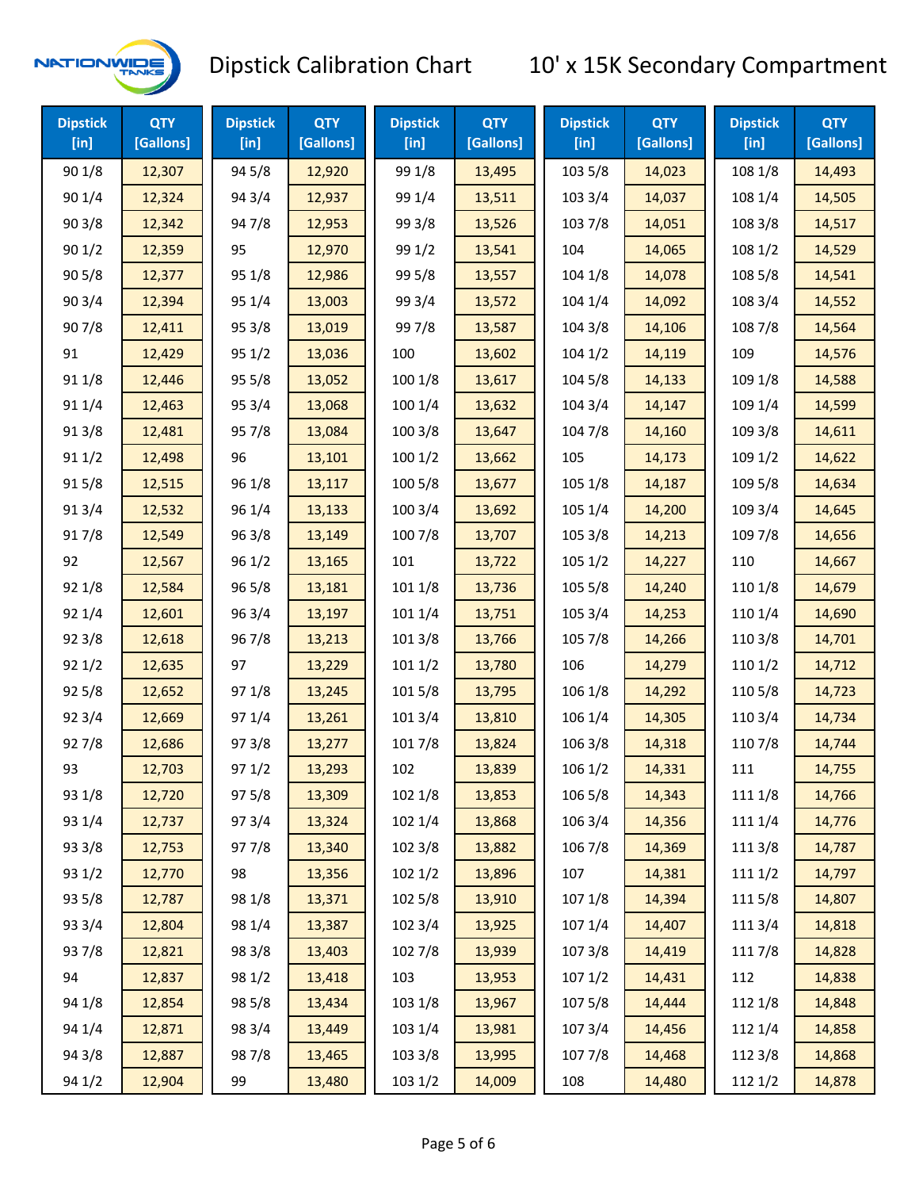# Dipstick Calibration Chart

## 10' x 15K Secondary Compartment

| Dipstick [in] | QTY [Gallons] | Dipstick [in] | QTY [Gallons] | Dipstick [in] | QTY [Gallons] | Dipstick [in] | QTY [Gallons] | Dipstick [in] | QTY [Gallons] |
|---|---|---|---|---|---|---|---|---|---|
| 90 1/8 | 12,307 | 94 5/8 | 12,920 | 99 1/8 | 13,495 | 103 5/8 | 14,023 | 108 1/8 | 14,493 |
| 90 1/4 | 12,324 | 94 3/4 | 12,937 | 99 1/4 | 13,511 | 103 3/4 | 14,037 | 108 1/4 | 14,505 |
| 90 3/8 | 12,342 | 94 7/8 | 12,953 | 99 3/8 | 13,526 | 103 7/8 | 14,051 | 108 3/8 | 14,517 |
| 90 1/2 | 12,359 | 95 | 12,970 | 99 1/2 | 13,541 | 104 | 14,065 | 108 1/2 | 14,529 |
| 90 5/8 | 12,377 | 95 1/8 | 12,986 | 99 5/8 | 13,557 | 104 1/8 | 14,078 | 108 5/8 | 14,541 |
| 90 3/4 | 12,394 | 95 1/4 | 13,003 | 99 3/4 | 13,572 | 104 1/4 | 14,092 | 108 3/4 | 14,552 |
| 90 7/8 | 12,411 | 95 3/8 | 13,019 | 99 7/8 | 13,587 | 104 3/8 | 14,106 | 108 7/8 | 14,564 |
| 91 | 12,429 | 95 1/2 | 13,036 | 100 | 13,602 | 104 1/2 | 14,119 | 109 | 14,576 |
| 91 1/8 | 12,446 | 95 5/8 | 13,052 | 100 1/8 | 13,617 | 104 5/8 | 14,133 | 109 1/8 | 14,588 |
| 91 1/4 | 12,463 | 95 3/4 | 13,068 | 100 1/4 | 13,632 | 104 3/4 | 14,147 | 109 1/4 | 14,599 |
| 91 3/8 | 12,481 | 95 7/8 | 13,084 | 100 3/8 | 13,647 | 104 7/8 | 14,160 | 109 3/8 | 14,611 |
| 91 1/2 | 12,498 | 96 | 13,101 | 100 1/2 | 13,662 | 105 | 14,173 | 109 1/2 | 14,622 |
| 91 5/8 | 12,515 | 96 1/8 | 13,117 | 100 5/8 | 13,677 | 105 1/8 | 14,187 | 109 5/8 | 14,634 |
| 91 3/4 | 12,532 | 96 1/4 | 13,133 | 100 3/4 | 13,692 | 105 1/4 | 14,200 | 109 3/4 | 14,645 |
| 91 7/8 | 12,549 | 96 3/8 | 13,149 | 100 7/8 | 13,707 | 105 3/8 | 14,213 | 109 7/8 | 14,656 |
| 92 | 12,567 | 96 1/2 | 13,165 | 101 | 13,722 | 105 1/2 | 14,227 | 110 | 14,667 |
| 92 1/8 | 12,584 | 96 5/8 | 13,181 | 101 1/8 | 13,736 | 105 5/8 | 14,240 | 110 1/8 | 14,679 |
| 92 1/4 | 12,601 | 96 3/4 | 13,197 | 101 1/4 | 13,751 | 105 3/4 | 14,253 | 110 1/4 | 14,690 |
| 92 3/8 | 12,618 | 96 7/8 | 13,213 | 101 3/8 | 13,766 | 105 7/8 | 14,266 | 110 3/8 | 14,701 |
| 92 1/2 | 12,635 | 97 | 13,229 | 101 1/2 | 13,780 | 106 | 14,279 | 110 1/2 | 14,712 |
| 92 5/8 | 12,652 | 97 1/8 | 13,245 | 101 5/8 | 13,795 | 106 1/8 | 14,292 | 110 5/8 | 14,723 |
| 92 3/4 | 12,669 | 97 1/4 | 13,261 | 101 3/4 | 13,810 | 106 1/4 | 14,305 | 110 3/4 | 14,734 |
| 92 7/8 | 12,686 | 97 3/8 | 13,277 | 101 7/8 | 13,824 | 106 3/8 | 14,318 | 110 7/8 | 14,744 |
| 93 | 12,703 | 97 1/2 | 13,293 | 102 | 13,839 | 106 1/2 | 14,331 | 111 | 14,755 |
| 93 1/8 | 12,720 | 97 5/8 | 13,309 | 102 1/8 | 13,853 | 106 5/8 | 14,343 | 111 1/8 | 14,766 |
| 93 1/4 | 12,737 | 97 3/4 | 13,324 | 102 1/4 | 13,868 | 106 3/4 | 14,356 | 111 1/4 | 14,776 |
| 93 3/8 | 12,753 | 97 7/8 | 13,340 | 102 3/8 | 13,882 | 106 7/8 | 14,369 | 111 3/8 | 14,787 |
| 93 1/2 | 12,770 | 98 | 13,356 | 102 1/2 | 13,896 | 107 | 14,381 | 111 1/2 | 14,797 |
| 93 5/8 | 12,787 | 98 1/8 | 13,371 | 102 5/8 | 13,910 | 107 1/8 | 14,394 | 111 5/8 | 14,807 |
| 93 3/4 | 12,804 | 98 1/4 | 13,387 | 102 3/4 | 13,925 | 107 1/4 | 14,407 | 111 3/4 | 14,818 |
| 93 7/8 | 12,821 | 98 3/8 | 13,403 | 102 7/8 | 13,939 | 107 3/8 | 14,419 | 111 7/8 | 14,828 |
| 94 | 12,837 | 98 1/2 | 13,418 | 103 | 13,953 | 107 1/2 | 14,431 | 112 | 14,838 |
| 94 1/8 | 12,854 | 98 5/8 | 13,434 | 103 1/8 | 13,967 | 107 5/8 | 14,444 | 112 1/8 | 14,848 |
| 94 1/4 | 12,871 | 98 3/4 | 13,449 | 103 1/4 | 13,981 | 107 3/4 | 14,456 | 112 1/4 | 14,858 |
| 94 3/8 | 12,887 | 98 7/8 | 13,465 | 103 3/8 | 13,995 | 107 7/8 | 14,468 | 112 3/8 | 14,868 |
| 94 1/2 | 12,904 | 99 | 13,480 | 103 1/2 | 14,009 | 108 | 14,480 | 112 1/2 | 14,878 |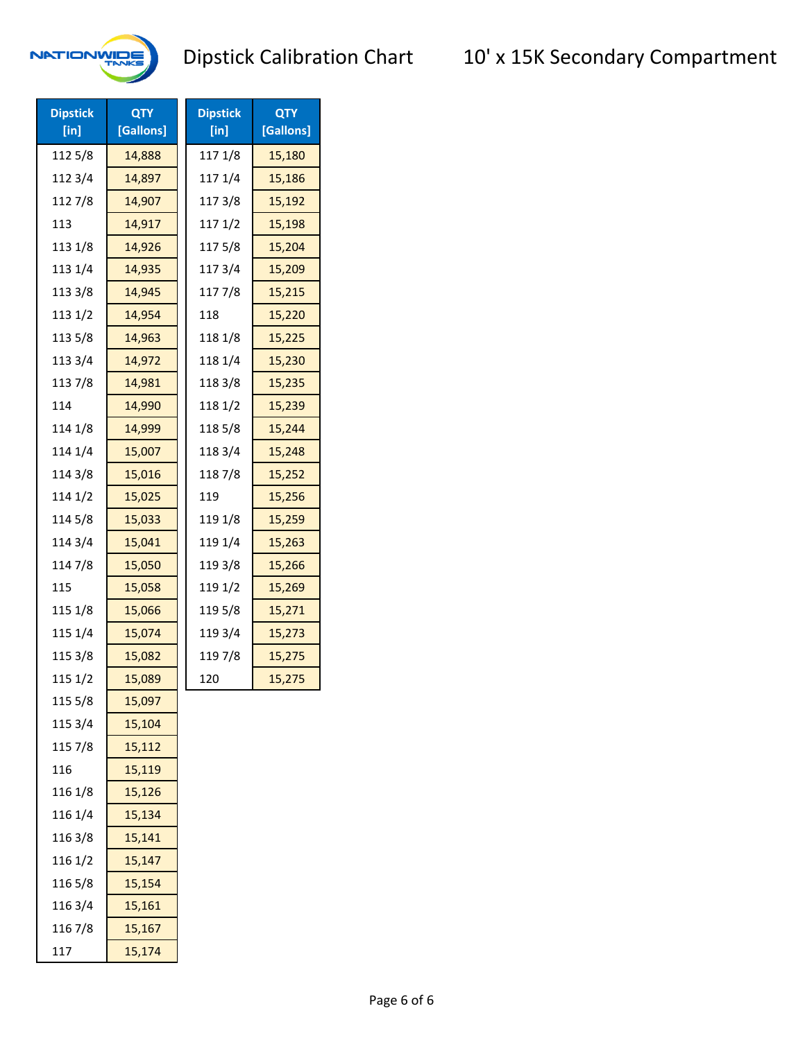# Dipstick Calibration Chart — 10' x 15K Secondary Compartment

| Dipstick [in] | QTY [Gallons] |
|---|---|
| 112 5/8 | 14,888 |
| 112 3/4 | 14,897 |
| 112 7/8 | 14,907 |
| 113 | 14,917 |
| 113 1/8 | 14,926 |
| 113 1/4 | 14,935 |
| 113 3/8 | 14,945 |
| 113 1/2 | 14,954 |
| 113 5/8 | 14,963 |
| 113 3/4 | 14,972 |
| 113 7/8 | 14,981 |
| 114 | 14,990 |
| 114 1/8 | 14,999 |
| 114 1/4 | 15,007 |
| 114 3/8 | 15,016 |
| 114 1/2 | 15,025 |
| 114 5/8 | 15,033 |
| 114 3/4 | 15,041 |
| 114 7/8 | 15,050 |
| 115 | 15,058 |
| 115 1/8 | 15,066 |
| 115 1/4 | 15,074 |
| 115 3/8 | 15,082 |
| 115 1/2 | 15,089 |
| 115 5/8 | 15,097 |
| 115 3/4 | 15,104 |
| 115 7/8 | 15,112 |
| 116 | 15,119 |
| 116 1/8 | 15,126 |
| 116 1/4 | 15,134 |
| 116 3/8 | 15,141 |
| 116 1/2 | 15,147 |
| 116 5/8 | 15,154 |
| 116 3/4 | 15,161 |
| 116 7/8 | 15,167 |
| 117 | 15,174 |
| 117 1/8 | 15,180 |
| 117 1/4 | 15,186 |
| 117 3/8 | 15,192 |
| 117 1/2 | 15,198 |
| 117 5/8 | 15,204 |
| 117 3/4 | 15,209 |
| 117 7/8 | 15,215 |
| 118 | 15,220 |
| 118 1/8 | 15,225 |
| 118 1/4 | 15,230 |
| 118 3/8 | 15,235 |
| 118 1/2 | 15,239 |
| 118 5/8 | 15,244 |
| 118 3/4 | 15,248 |
| 118 7/8 | 15,252 |
| 119 | 15,256 |
| 119 1/8 | 15,259 |
| 119 1/4 | 15,263 |
| 119 3/8 | 15,266 |
| 119 1/2 | 15,269 |
| 119 5/8 | 15,271 |
| 119 3/4 | 15,273 |
| 119 7/8 | 15,275 |
| 120 | 15,275 |